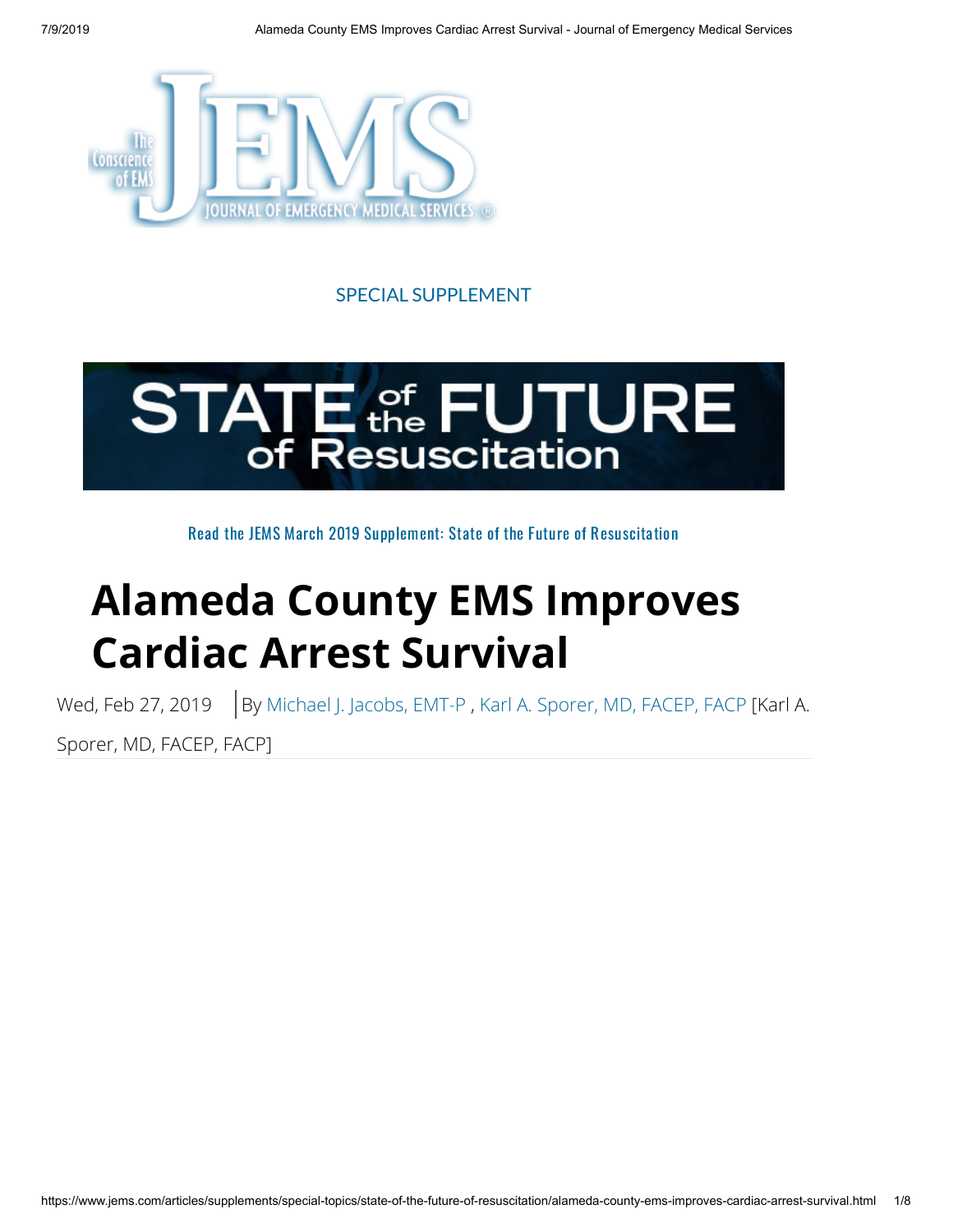SPECIAL SUPPLEMENT

STATE of the FUTURE of Resuscitation

Read the JEMS March 2019 Supplement: State of the Future of Resuscitation

# Alameda County EMS Improves Cardiac Arrest Survival

Wed, Feb 27, 2019 | By Michael J. Jacobs, EMT-P , Karl A. Sporer, MD, FACEP, FACP [Karl A. Sporer, MD, FACEP, FACP]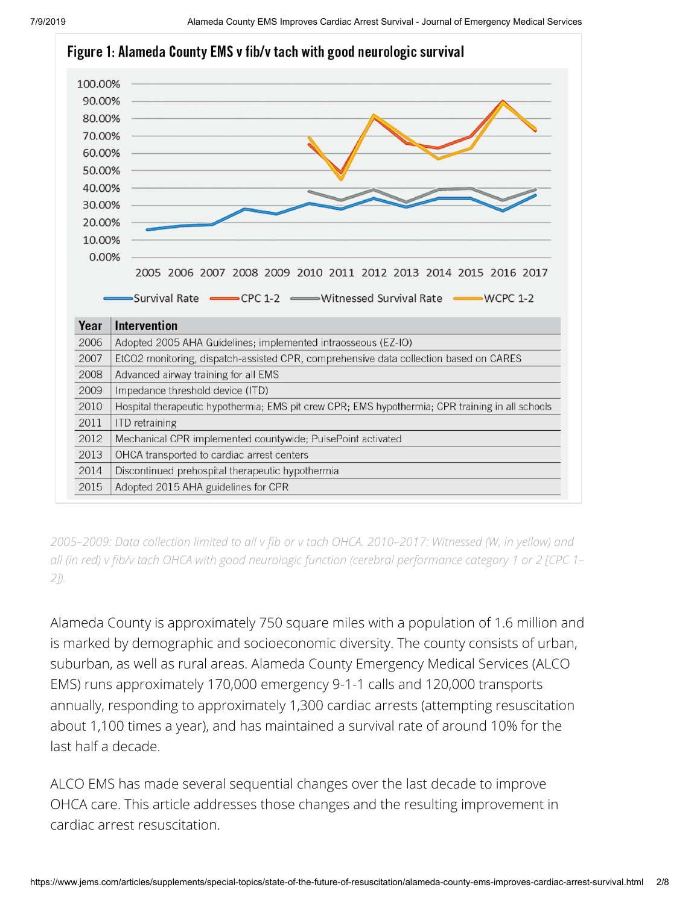## Figure 1: Alameda County EMS v fib/v tach with good neurologic survival

| Year | Intervention |
|---|---|
| 2006 | Adopted 2005 AHA Guidelines; implemented intraosseous (EZ-IO) |
| 2007 | EtCO2 monitoring, dispatch-assisted CPR, comprehensive data collection based on CARES |
| 2008 | Advanced airway training for all EMS |
| 2009 | Impedance threshold device (ITD) |
| 2010 | Hospital therapeutic hypothermia; EMS pit crew CPR; EMS hypothermia; CPR training in all schools |
| 2011 | ITD retraining |
| 2012 | Mechanical CPR implemented countywide; PulsePoint activated |
| 2013 | OHCA transported to cardiac arrest centers |
| 2014 | Discontinued prehospital therapeutic hypothermia |
| 2015 | Adopted 2015 AHA guidelines for CPR |

*2005–2009: Data collection limited to all v fib or v tach OHCA. 2010–2017: Witnessed (W, in yellow) and all (in red) v fib/v tach OHCA with good neurologic function (cerebral performance category 1 or 2 [CPC 1–2]).*

Alameda County is approximately 750 square miles with a population of 1.6 million and is marked by demographic and socioeconomic diversity. The county consists of urban, suburban, as well as rural areas. Alameda County Emergency Medical Services (ALCO EMS) runs approximately 170,000 emergency 9-1-1 calls and 120,000 transports annually, responding to approximately 1,300 cardiac arrests (attempting resuscitation about 1,100 times a year), and has maintained a survival rate of around 10% for the last half a decade.

ALCO EMS has made several sequential changes over the last decade to improve OHCA care. This article addresses those changes and the resulting improvement in cardiac arrest resuscitation.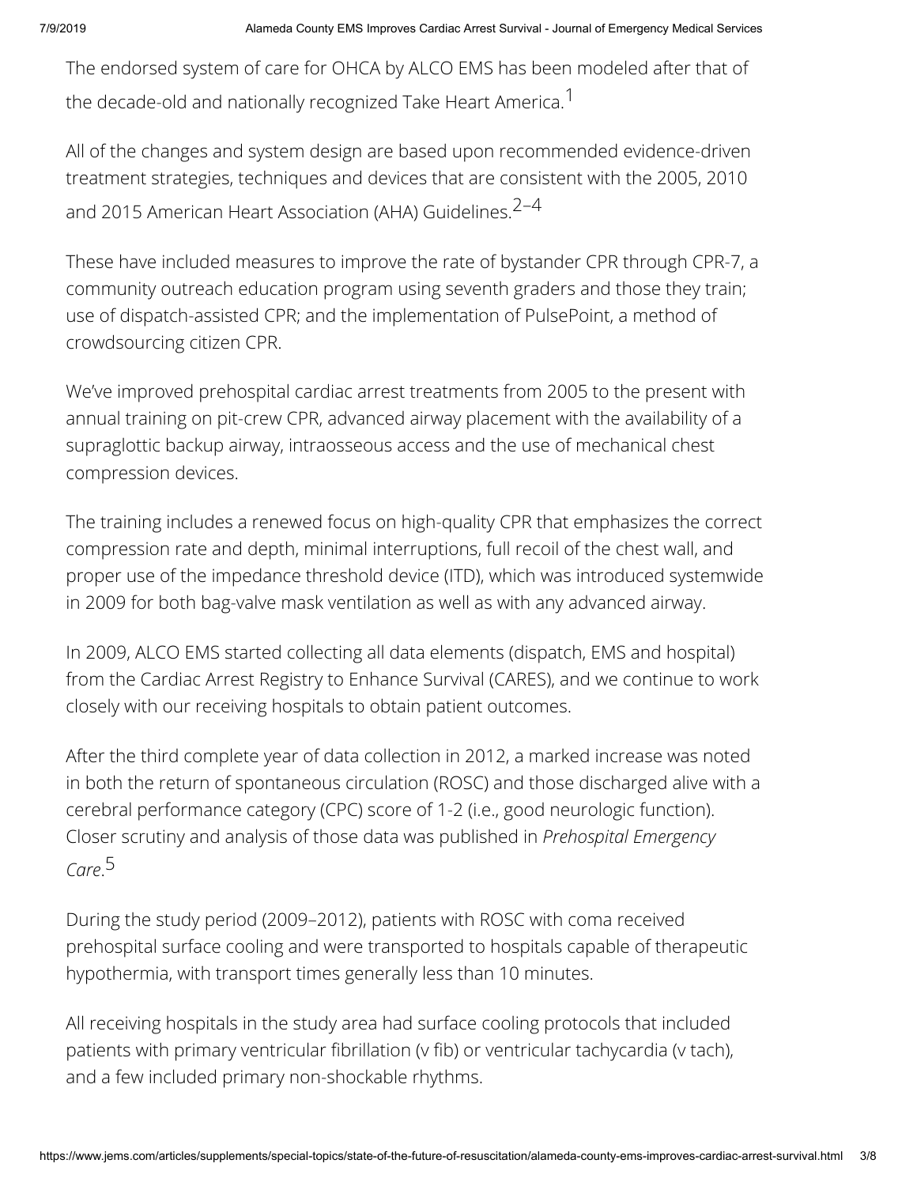The endorsed system of care for OHCA by ALCO EMS has been modeled after that of the decade-old and nationally recognized Take Heart America.[1]

All of the changes and system design are based upon recommended evidence-driven treatment strategies, techniques and devices that are consistent with the 2005, 2010 and 2015 American Heart Association (AHA) Guidelines.[2–4]

These have included measures to improve the rate of bystander CPR through CPR-7, a community outreach education program using seventh graders and those they train; use of dispatch-assisted CPR; and the implementation of PulsePoint, a method of crowdsourcing citizen CPR.

We've improved prehospital cardiac arrest treatments from 2005 to the present with annual training on pit-crew CPR, advanced airway placement with the availability of a supraglottic backup airway, intraosseous access and the use of mechanical chest compression devices.

The training includes a renewed focus on high-quality CPR that emphasizes the correct compression rate and depth, minimal interruptions, full recoil of the chest wall, and proper use of the impedance threshold device (ITD), which was introduced systemwide in 2009 for both bag-valve mask ventilation as well as with any advanced airway.

In 2009, ALCO EMS started collecting all data elements (dispatch, EMS and hospital) from the Cardiac Arrest Registry to Enhance Survival (CARES), and we continue to work closely with our receiving hospitals to obtain patient outcomes.

After the third complete year of data collection in 2012, a marked increase was noted in both the return of spontaneous circulation (ROSC) and those discharged alive with a cerebral performance category (CPC) score of 1-2 (i.e., good neurologic function). Closer scrutiny and analysis of those data was published in *Prehospital Emergency Care*.[5]

During the study period (2009–2012), patients with ROSC with coma received prehospital surface cooling and were transported to hospitals capable of therapeutic hypothermia, with transport times generally less than 10 minutes.

All receiving hospitals in the study area had surface cooling protocols that included patients with primary ventricular fibrillation (v fib) or ventricular tachycardia (v tach), and a few included primary non-shockable rhythms.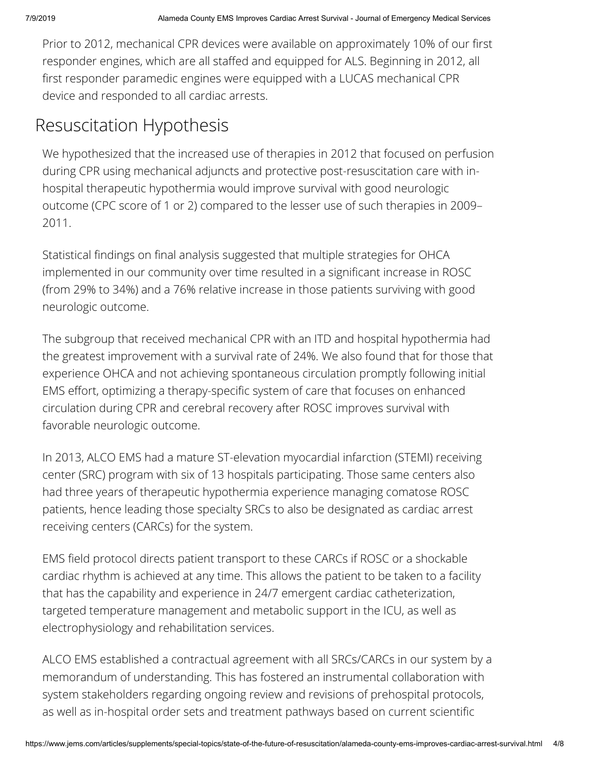Prior to 2012, mechanical CPR devices were available on approximately 10% of our first responder engines, which are all staffed and equipped for ALS. Beginning in 2012, all first responder paramedic engines were equipped with a LUCAS mechanical CPR device and responded to all cardiac arrests.

## Resuscitation Hypothesis

We hypothesized that the increased use of therapies in 2012 that focused on perfusion during CPR using mechanical adjuncts and protective post-resuscitation care with in-hospital therapeutic hypothermia would improve survival with good neurologic outcome (CPC score of 1 or 2) compared to the lesser use of such therapies in 2009–2011.

Statistical findings on final analysis suggested that multiple strategies for OHCA implemented in our community over time resulted in a significant increase in ROSC (from 29% to 34%) and a 76% relative increase in those patients surviving with good neurologic outcome.

The subgroup that received mechanical CPR with an ITD and hospital hypothermia had the greatest improvement with a survival rate of 24%. We also found that for those that experience OHCA and not achieving spontaneous circulation promptly following initial EMS effort, optimizing a therapy-specific system of care that focuses on enhanced circulation during CPR and cerebral recovery after ROSC improves survival with favorable neurologic outcome.

In 2013, ALCO EMS had a mature ST-elevation myocardial infarction (STEMI) receiving center (SRC) program with six of 13 hospitals participating. Those same centers also had three years of therapeutic hypothermia experience managing comatose ROSC patients, hence leading those specialty SRCs to also be designated as cardiac arrest receiving centers (CARCs) for the system.

EMS field protocol directs patient transport to these CARCs if ROSC or a shockable cardiac rhythm is achieved at any time. This allows the patient to be taken to a facility that has the capability and experience in 24/7 emergent cardiac catheterization, targeted temperature management and metabolic support in the ICU, as well as electrophysiology and rehabilitation services.

ALCO EMS established a contractual agreement with all SRCs/CARCs in our system by a memorandum of understanding. This has fostered an instrumental collaboration with system stakeholders regarding ongoing review and revisions of prehospital protocols, as well as in-hospital order sets and treatment pathways based on current scientific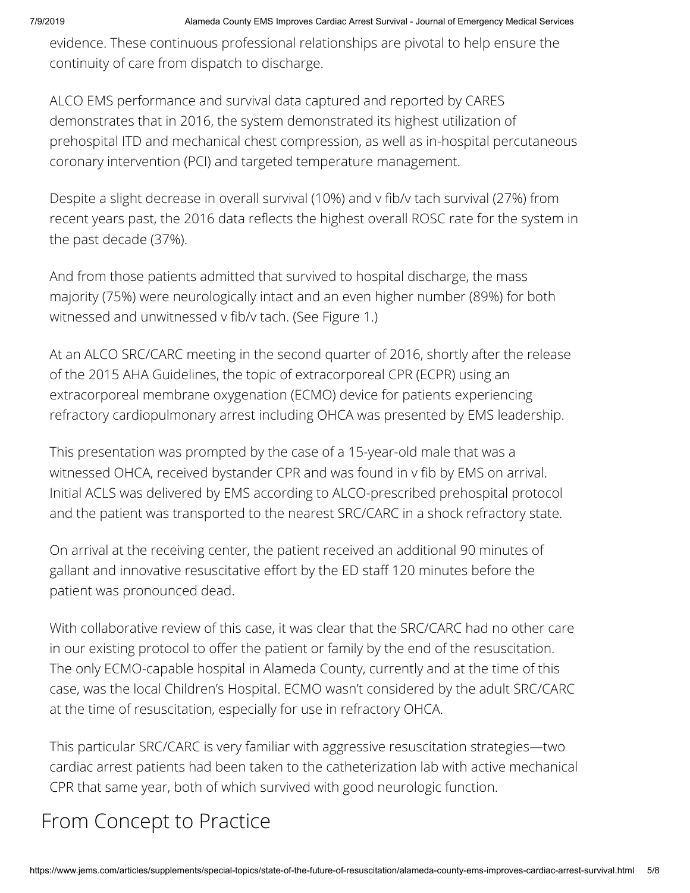evidence. These continuous professional relationships are pivotal to help ensure the continuity of care from dispatch to discharge.

ALCO EMS performance and survival data captured and reported by CARES demonstrates that in 2016, the system demonstrated its highest utilization of prehospital ITD and mechanical chest compression, as well as in-hospital percutaneous coronary intervention (PCI) and targeted temperature management.

Despite a slight decrease in overall survival (10%) and v fib/v tach survival (27%) from recent years past, the 2016 data reflects the highest overall ROSC rate for the system in the past decade (37%).

And from those patients admitted that survived to hospital discharge, the mass majority (75%) were neurologically intact and an even higher number (89%) for both witnessed and unwitnessed v fib/v tach. (See Figure 1.)

At an ALCO SRC/CARC meeting in the second quarter of 2016, shortly after the release of the 2015 AHA Guidelines, the topic of extracorporeal CPR (ECPR) using an extracorporeal membrane oxygenation (ECMO) device for patients experiencing refractory cardiopulmonary arrest including OHCA was presented by EMS leadership.

This presentation was prompted by the case of a 15-year-old male that was a witnessed OHCA, received bystander CPR and was found in v fib by EMS on arrival. Initial ACLS was delivered by EMS according to ALCO-prescribed prehospital protocol and the patient was transported to the nearest SRC/CARC in a shock refractory state.

On arrival at the receiving center, the patient received an additional 90 minutes of gallant and innovative resuscitative effort by the ED staff 120 minutes before the patient was pronounced dead.

With collaborative review of this case, it was clear that the SRC/CARC had no other care in our existing protocol to offer the patient or family by the end of the resuscitation. The only ECMO-capable hospital in Alameda County, currently and at the time of this case, was the local Children's Hospital. ECMO wasn't considered by the adult SRC/CARC at the time of resuscitation, especially for use in refractory OHCA.

This particular SRC/CARC is very familiar with aggressive resuscitation strategies—two cardiac arrest patients had been taken to the catheterization lab with active mechanical CPR that same year, both of which survived with good neurologic function.

## From Concept to Practice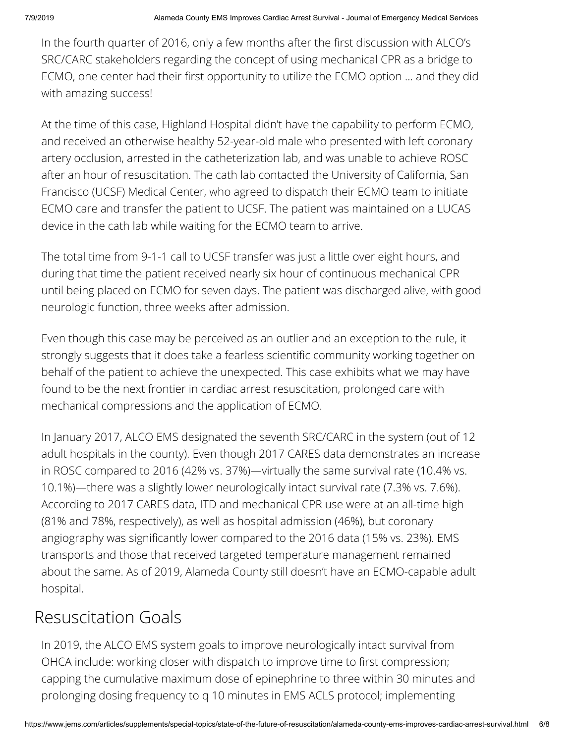In the fourth quarter of 2016, only a few months after the first discussion with ALCO's SRC/CARC stakeholders regarding the concept of using mechanical CPR as a bridge to ECMO, one center had their first opportunity to utilize the ECMO option … and they did with amazing success!

At the time of this case, Highland Hospital didn't have the capability to perform ECMO, and received an otherwise healthy 52-year-old male who presented with left coronary artery occlusion, arrested in the catheterization lab, and was unable to achieve ROSC after an hour of resuscitation. The cath lab contacted the University of California, San Francisco (UCSF) Medical Center, who agreed to dispatch their ECMO team to initiate ECMO care and transfer the patient to UCSF. The patient was maintained on a LUCAS device in the cath lab while waiting for the ECMO team to arrive.

The total time from 9-1-1 call to UCSF transfer was just a little over eight hours, and during that time the patient received nearly six hour of continuous mechanical CPR until being placed on ECMO for seven days. The patient was discharged alive, with good neurologic function, three weeks after admission.

Even though this case may be perceived as an outlier and an exception to the rule, it strongly suggests that it does take a fearless scientific community working together on behalf of the patient to achieve the unexpected. This case exhibits what we may have found to be the next frontier in cardiac arrest resuscitation, prolonged care with mechanical compressions and the application of ECMO.

In January 2017, ALCO EMS designated the seventh SRC/CARC in the system (out of 12 adult hospitals in the county). Even though 2017 CARES data demonstrates an increase in ROSC compared to 2016 (42% vs. 37%)—virtually the same survival rate (10.4% vs. 10.1%)—there was a slightly lower neurologically intact survival rate (7.3% vs. 7.6%). According to 2017 CARES data, ITD and mechanical CPR use were at an all-time high (81% and 78%, respectively), as well as hospital admission (46%), but coronary angiography was significantly lower compared to the 2016 data (15% vs. 23%). EMS transports and those that received targeted temperature management remained about the same. As of 2019, Alameda County still doesn't have an ECMO-capable adult hospital.

## Resuscitation Goals

In 2019, the ALCO EMS system goals to improve neurologically intact survival from OHCA include: working closer with dispatch to improve time to first compression; capping the cumulative maximum dose of epinephrine to three within 30 minutes and prolonging dosing frequency to q 10 minutes in EMS ACLS protocol; implementing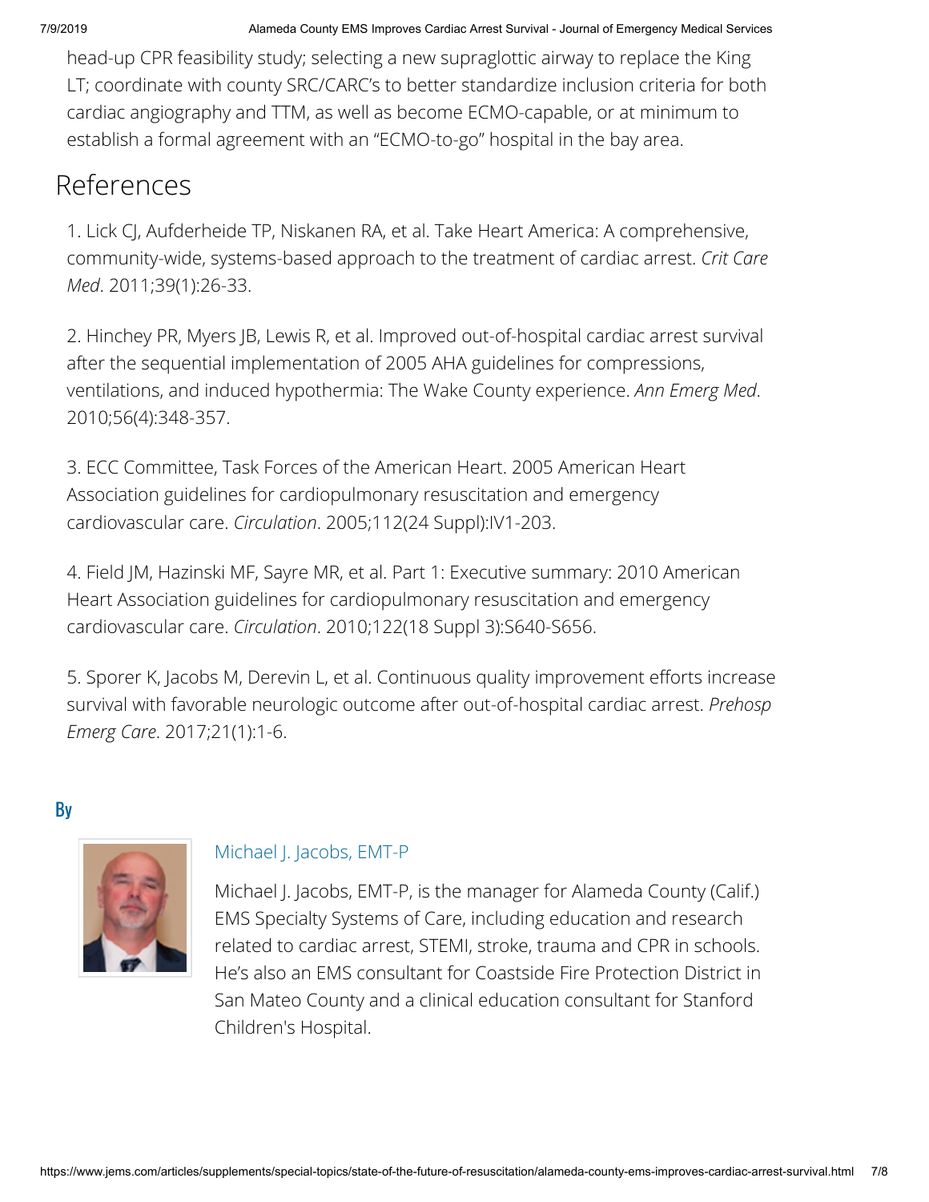head-up CPR feasibility study; selecting a new supraglottic airway to replace the King LT; coordinate with county SRC/CARC's to better standardize inclusion criteria for both cardiac angiography and TTM, as well as become ECMO-capable, or at minimum to establish a formal agreement with an "ECMO-to-go" hospital in the bay area.

## References

1. Lick CJ, Aufderheide TP, Niskanen RA, et al. Take Heart America: A comprehensive, community-wide, systems-based approach to the treatment of cardiac arrest. *Crit Care Med*. 2011;39(1):26-33.

2. Hinchey PR, Myers JB, Lewis R, et al. Improved out-of-hospital cardiac arrest survival after the sequential implementation of 2005 AHA guidelines for compressions, ventilations, and induced hypothermia: The Wake County experience. *Ann Emerg Med*. 2010;56(4):348-357.

3. ECC Committee, Task Forces of the American Heart. 2005 American Heart Association guidelines for cardiopulmonary resuscitation and emergency cardiovascular care. *Circulation*. 2005;112(24 Suppl):IV1-203.

4. Field JM, Hazinski MF, Sayre MR, et al. Part 1: Executive summary: 2010 American Heart Association guidelines for cardiopulmonary resuscitation and emergency cardiovascular care. *Circulation*. 2010;122(18 Suppl 3):S640-S656.

5. Sporer K, Jacobs M, Derevin L, et al. Continuous quality improvement efforts increase survival with favorable neurologic outcome after out-of-hospital cardiac arrest. *Prehosp Emerg Care*. 2017;21(1):1-6.

### By

Michael J. Jacobs, EMT-P

Michael J. Jacobs, EMT-P, is the manager for Alameda County (Calif.) EMS Specialty Systems of Care, including education and research related to cardiac arrest, STEMI, stroke, trauma and CPR in schools. He's also an EMS consultant for Coastside Fire Protection District in San Mateo County and a clinical education consultant for Stanford Children's Hospital.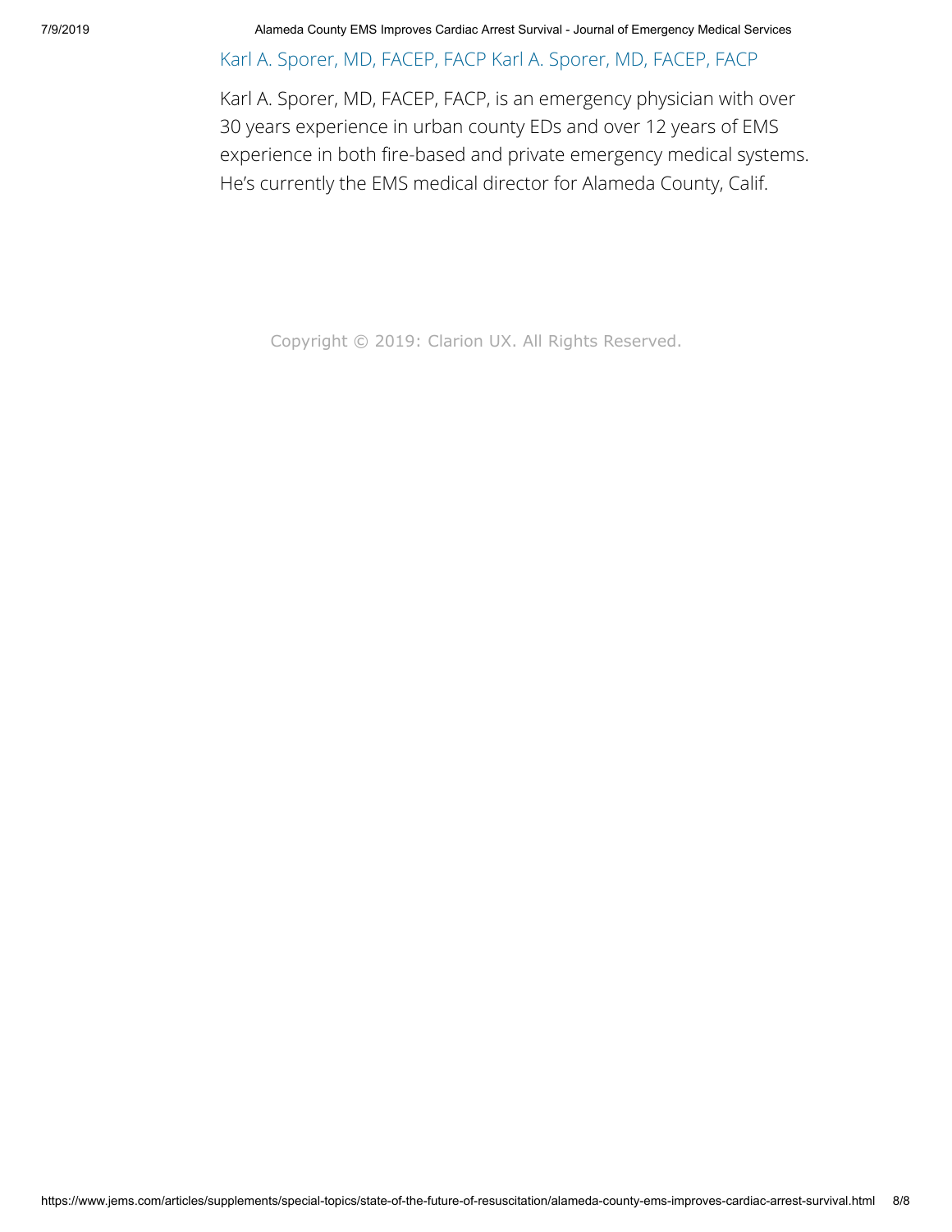Karl A. Sporer, MD, FACEP, FACP Karl A. Sporer, MD, FACEP, FACP

Karl A. Sporer, MD, FACEP, FACP, is an emergency physician with over 30 years experience in urban county EDs and over 12 years of EMS experience in both fire-based and private emergency medical systems. He's currently the EMS medical director for Alameda County, Calif.

Copyright © 2019: Clarion UX. All Rights Reserved.